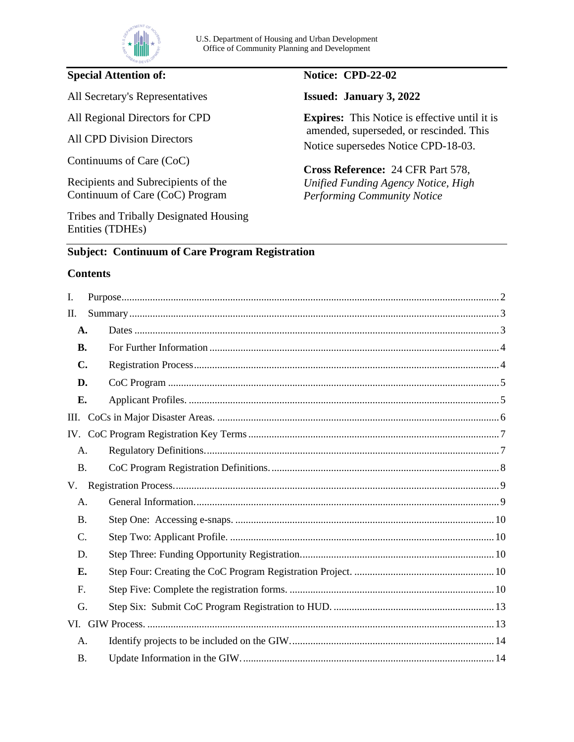U.S. Department of Housing and Urban Development
Office of Community Planning and Development

**Special Attention of:**

All Secretary's Representatives

All Regional Directors for CPD

All CPD Division Directors

Continuums of Care (CoC)

Recipients and Subrecipients of the Continuum of Care (CoC) Program

Tribes and Tribally Designated Housing Entities (TDHEs)

**Notice: CPD-22-02**

**Issued: January 3, 2022**

**Expires:** This Notice is effective until it is amended, superseded, or rescinded. This Notice supersedes Notice CPD-18-03.

**Cross Reference:** 24 CFR Part 578, *Unified Funding Agency Notice, High Performing Community Notice*

**Subject: Continuum of Care Program Registration**

## Contents

- I. Purpose ... 2
- II. Summary ... 3
  - **A.** Dates ... 3
  - **B.** For Further Information ... 4
  - **C.** Registration Process ... 4
  - **D.** CoC Program ... 5
  - **E.** Applicant Profiles. ... 5
- III. CoCs in Major Disaster Areas. ... 6
- IV. CoC Program Registration Key Terms ... 7
  - A. Regulatory Definitions. ... 7
  - B. CoC Program Registration Definitions. ... 8
- V. Registration Process. ... 9
  - A. General Information. ... 9
  - B. Step One: Accessing e-snaps. ... 10
  - C. Step Two: Applicant Profile. ... 10
  - D. Step Three: Funding Opportunity Registration. ... 10
  - **E.** Step Four: Creating the CoC Program Registration Project. ... 10
  - F. Step Five: Complete the registration forms. ... 10
  - G. Step Six: Submit CoC Program Registration to HUD. ... 13
- VI. GIW Process. ... 13
  - A. Identify projects to be included on the GIW. ... 14
  - B. Update Information in the GIW. ... 14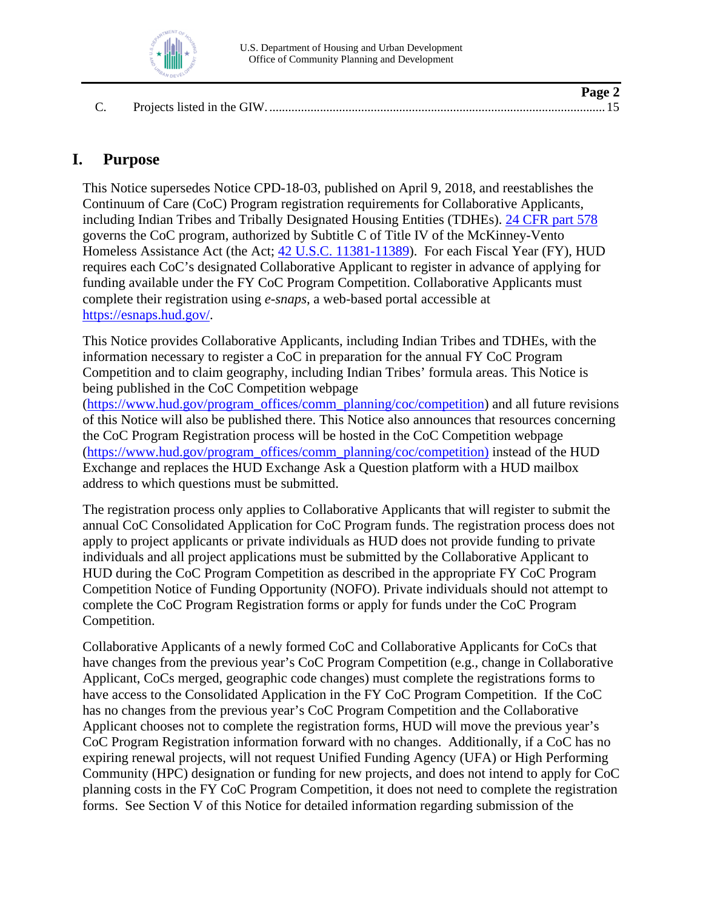C. Projects listed in the GIW. ........................................................................................................ 15

# I. Purpose

This Notice supersedes Notice CPD-18-03, published on April 9, 2018, and reestablishes the Continuum of Care (CoC) Program registration requirements for Collaborative Applicants, including Indian Tribes and Tribally Designated Housing Entities (TDHEs). [24 CFR part 578](https://www.ecfr.gov/current/title-24/part-578) governs the CoC program, authorized by Subtitle C of Title IV of the McKinney-Vento Homeless Assistance Act (the Act; [42 U.S.C. 11381-11389](https://uscode.house.gov/)). For each Fiscal Year (FY), HUD requires each CoC's designated Collaborative Applicant to register in advance of applying for funding available under the FY CoC Program Competition. Collaborative Applicants must complete their registration using *e-snaps*, a web-based portal accessible at [https://esnaps.hud.gov/](https://esnaps.hud.gov/).

This Notice provides Collaborative Applicants, including Indian Tribes and TDHEs, with the information necessary to register a CoC in preparation for the annual FY CoC Program Competition and to claim geography, including Indian Tribes' formula areas. This Notice is being published in the CoC Competition webpage ([https://www.hud.gov/program_offices/comm_planning/coc/competition](https://www.hud.gov/program_offices/comm_planning/coc/competition)) and all future revisions of this Notice will also be published there. This Notice also announces that resources concerning the CoC Program Registration process will be hosted in the CoC Competition webpage ([https://www.hud.gov/program_offices/comm_planning/coc/competition)](https://www.hud.gov/program_offices/comm_planning/coc/competition) instead of the HUD Exchange and replaces the HUD Exchange Ask a Question platform with a HUD mailbox address to which questions must be submitted.

The registration process only applies to Collaborative Applicants that will register to submit the annual CoC Consolidated Application for CoC Program funds. The registration process does not apply to project applicants or private individuals as HUD does not provide funding to private individuals and all project applications must be submitted by the Collaborative Applicant to HUD during the CoC Program Competition as described in the appropriate FY CoC Program Competition Notice of Funding Opportunity (NOFO). Private individuals should not attempt to complete the CoC Program Registration forms or apply for funds under the CoC Program Competition.

Collaborative Applicants of a newly formed CoC and Collaborative Applicants for CoCs that have changes from the previous year's CoC Program Competition (e.g., change in Collaborative Applicant, CoCs merged, geographic code changes) must complete the registrations forms to have access to the Consolidated Application in the FY CoC Program Competition. If the CoC has no changes from the previous year's CoC Program Competition and the Collaborative Applicant chooses not to complete the registration forms, HUD will move the previous year's CoC Program Registration information forward with no changes. Additionally, if a CoC has no expiring renewal projects, will not request Unified Funding Agency (UFA) or High Performing Community (HPC) designation or funding for new projects, and does not intend to apply for CoC planning costs in the FY CoC Program Competition, it does not need to complete the registration forms. See Section V of this Notice for detailed information regarding submission of the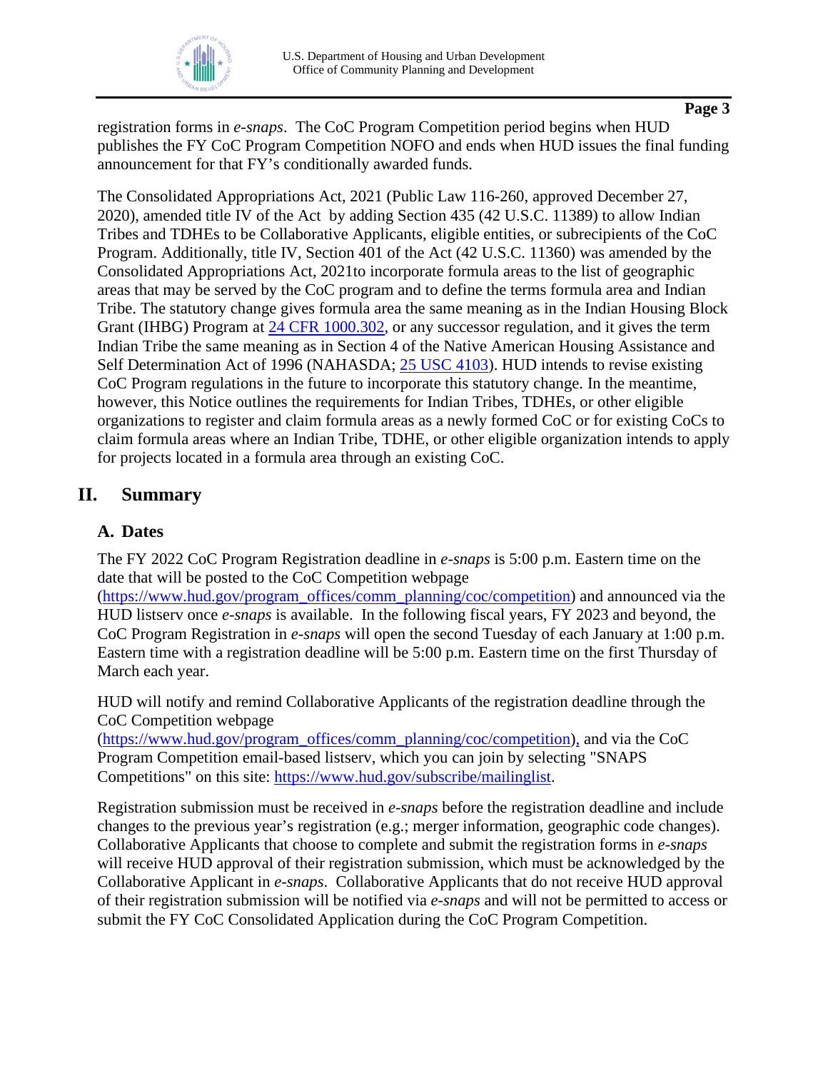registration forms in *e-snaps*. The CoC Program Competition period begins when HUD publishes the FY CoC Program Competition NOFO and ends when HUD issues the final funding announcement for that FY's conditionally awarded funds.

The Consolidated Appropriations Act, 2021 (Public Law 116-260, approved December 27, 2020), amended title IV of the Act by adding Section 435 (42 U.S.C. 11389) to allow Indian Tribes and TDHEs to be Collaborative Applicants, eligible entities, or subrecipients of the CoC Program. Additionally, title IV, Section 401 of the Act (42 U.S.C. 11360) was amended by the Consolidated Appropriations Act, 2021to incorporate formula areas to the list of geographic areas that may be served by the CoC program and to define the terms formula area and Indian Tribe. The statutory change gives formula area the same meaning as in the Indian Housing Block Grant (IHBG) Program at [24 CFR 1000.302](), or any successor regulation, and it gives the term Indian Tribe the same meaning as in Section 4 of the Native American Housing Assistance and Self Determination Act of 1996 (NAHASDA; [25 USC 4103]()). HUD intends to revise existing CoC Program regulations in the future to incorporate this statutory change. In the meantime, however, this Notice outlines the requirements for Indian Tribes, TDHEs, or other eligible organizations to register and claim formula areas as a newly formed CoC or for existing CoCs to claim formula areas where an Indian Tribe, TDHE, or other eligible organization intends to apply for projects located in a formula area through an existing CoC.

## II. Summary

### A. Dates

The FY 2022 CoC Program Registration deadline in *e-snaps* is 5:00 p.m. Eastern time on the date that will be posted to the CoC Competition webpage (https://www.hud.gov/program_offices/comm_planning/coc/competition) and announced via the HUD listserv once *e-snaps* is available. In the following fiscal years, FY 2023 and beyond, the CoC Program Registration in *e-snaps* will open the second Tuesday of each January at 1:00 p.m. Eastern time with a registration deadline will be 5:00 p.m. Eastern time on the first Thursday of March each year.

HUD will notify and remind Collaborative Applicants of the registration deadline through the CoC Competition webpage (https://www.hud.gov/program_offices/comm_planning/coc/competition), and via the CoC Program Competition email-based listserv, which you can join by selecting "SNAPS Competitions" on this site: https://www.hud.gov/subscribe/mailinglist.

Registration submission must be received in *e-snaps* before the registration deadline and include changes to the previous year's registration (e.g.; merger information, geographic code changes). Collaborative Applicants that choose to complete and submit the registration forms in *e-snaps* will receive HUD approval of their registration submission, which must be acknowledged by the Collaborative Applicant in *e-snaps*. Collaborative Applicants that do not receive HUD approval of their registration submission will be notified via *e-snaps* and will not be permitted to access or submit the FY CoC Consolidated Application during the CoC Program Competition.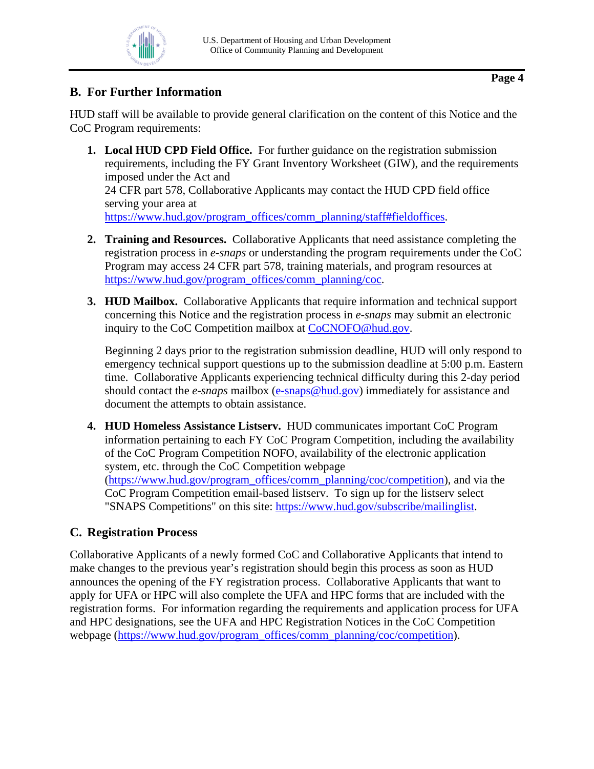## B. For Further Information

HUD staff will be available to provide general clarification on the content of this Notice and the CoC Program requirements:

1. **Local HUD CPD Field Office.** For further guidance on the registration submission requirements, including the FY Grant Inventory Worksheet (GIW), and the requirements imposed under the Act and 24 CFR part 578, Collaborative Applicants may contact the HUD CPD field office serving your area at https://www.hud.gov/program_offices/comm_planning/staff#fieldoffices.

2. **Training and Resources.** Collaborative Applicants that need assistance completing the registration process in *e-snaps* or understanding the program requirements under the CoC Program may access 24 CFR part 578, training materials, and program resources at https://www.hud.gov/program_offices/comm_planning/coc.

3. **HUD Mailbox.** Collaborative Applicants that require information and technical support concerning this Notice and the registration process in *e-snaps* may submit an electronic inquiry to the CoC Competition mailbox at CoCNOFO@hud.gov.

   Beginning 2 days prior to the registration submission deadline, HUD will only respond to emergency technical support questions up to the submission deadline at 5:00 p.m. Eastern time. Collaborative Applicants experiencing technical difficulty during this 2-day period should contact the *e-snaps* mailbox (e-snaps@hud.gov) immediately for assistance and document the attempts to obtain assistance.

4. **HUD Homeless Assistance Listserv.** HUD communicates important CoC Program information pertaining to each FY CoC Program Competition, including the availability of the CoC Program Competition NOFO, availability of the electronic application system, etc. through the CoC Competition webpage (https://www.hud.gov/program_offices/comm_planning/coc/competition), and via the CoC Program Competition email-based listserv. To sign up for the listserv select "SNAPS Competitions" on this site: https://www.hud.gov/subscribe/mailinglist.

## C. Registration Process

Collaborative Applicants of a newly formed CoC and Collaborative Applicants that intend to make changes to the previous year's registration should begin this process as soon as HUD announces the opening of the FY registration process. Collaborative Applicants that want to apply for UFA or HPC will also complete the UFA and HPC forms that are included with the registration forms. For information regarding the requirements and application process for UFA and HPC designations, see the UFA and HPC Registration Notices in the CoC Competition webpage (https://www.hud.gov/program_offices/comm_planning/coc/competition).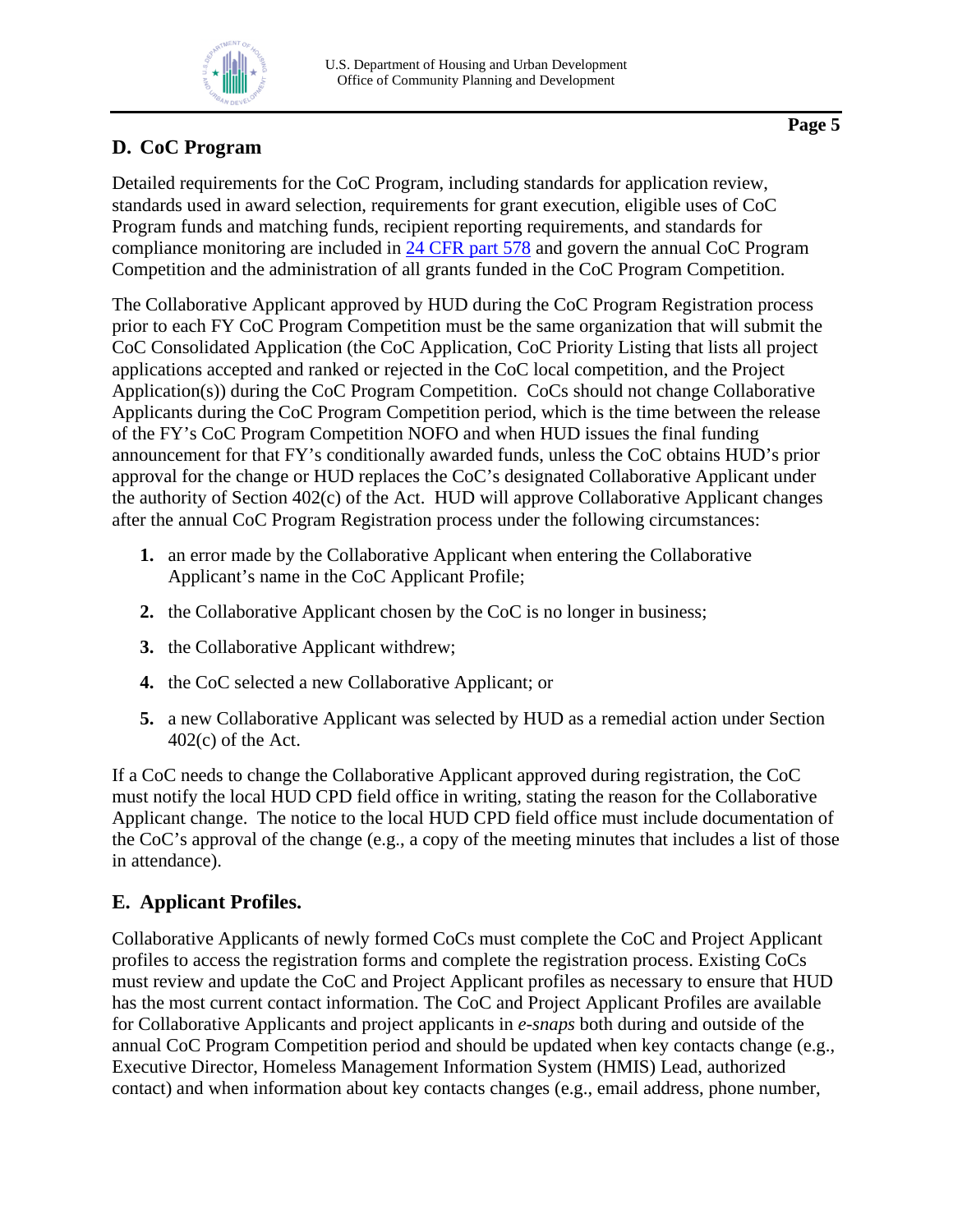## D. CoC Program

Detailed requirements for the CoC Program, including standards for application review, standards used in award selection, requirements for grant execution, eligible uses of CoC Program funds and matching funds, recipient reporting requirements, and standards for compliance monitoring are included in [24 CFR part 578](#) and govern the annual CoC Program Competition and the administration of all grants funded in the CoC Program Competition.

The Collaborative Applicant approved by HUD during the CoC Program Registration process prior to each FY CoC Program Competition must be the same organization that will submit the CoC Consolidated Application (the CoC Application, CoC Priority Listing that lists all project applications accepted and ranked or rejected in the CoC local competition, and the Project Application(s)) during the CoC Program Competition. CoCs should not change Collaborative Applicants during the CoC Program Competition period, which is the time between the release of the FY's CoC Program Competition NOFO and when HUD issues the final funding announcement for that FY's conditionally awarded funds, unless the CoC obtains HUD's prior approval for the change or HUD replaces the CoC's designated Collaborative Applicant under the authority of Section 402(c) of the Act. HUD will approve Collaborative Applicant changes after the annual CoC Program Registration process under the following circumstances:

1. an error made by the Collaborative Applicant when entering the Collaborative Applicant's name in the CoC Applicant Profile;
2. the Collaborative Applicant chosen by the CoC is no longer in business;
3. the Collaborative Applicant withdrew;
4. the CoC selected a new Collaborative Applicant; or
5. a new Collaborative Applicant was selected by HUD as a remedial action under Section 402(c) of the Act.

If a CoC needs to change the Collaborative Applicant approved during registration, the CoC must notify the local HUD CPD field office in writing, stating the reason for the Collaborative Applicant change. The notice to the local HUD CPD field office must include documentation of the CoC's approval of the change (e.g., a copy of the meeting minutes that includes a list of those in attendance).

## E. Applicant Profiles.

Collaborative Applicants of newly formed CoCs must complete the CoC and Project Applicant profiles to access the registration forms and complete the registration process. Existing CoCs must review and update the CoC and Project Applicant profiles as necessary to ensure that HUD has the most current contact information. The CoC and Project Applicant Profiles are available for Collaborative Applicants and project applicants in *e-snaps* both during and outside of the annual CoC Program Competition period and should be updated when key contacts change (e.g., Executive Director, Homeless Management Information System (HMIS) Lead, authorized contact) and when information about key contacts changes (e.g., email address, phone number,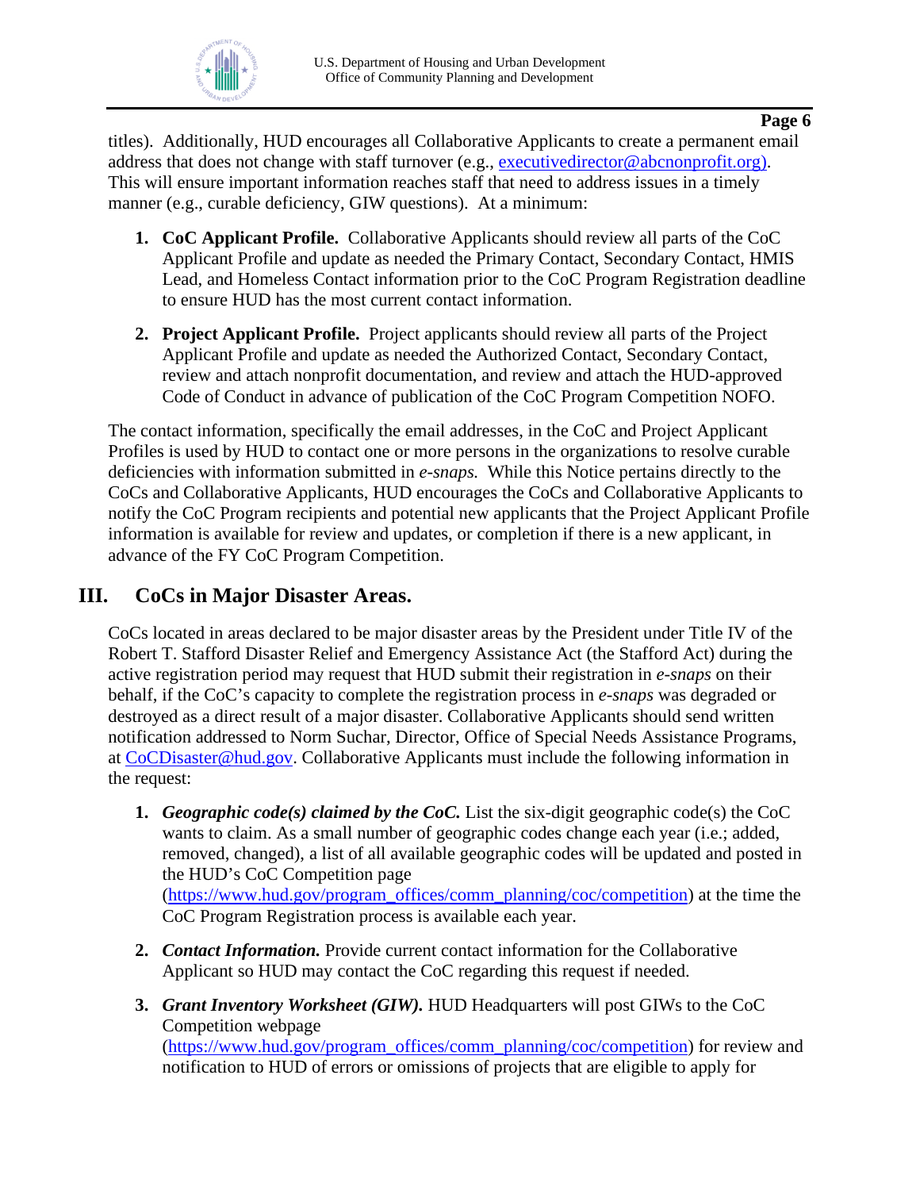titles). Additionally, HUD encourages all Collaborative Applicants to create a permanent email address that does not change with staff turnover (e.g., executivedirector@abcnonprofit.org). This will ensure important information reaches staff that need to address issues in a timely manner (e.g., curable deficiency, GIW questions). At a minimum:

1. **CoC Applicant Profile.** Collaborative Applicants should review all parts of the CoC Applicant Profile and update as needed the Primary Contact, Secondary Contact, HMIS Lead, and Homeless Contact information prior to the CoC Program Registration deadline to ensure HUD has the most current contact information.

2. **Project Applicant Profile.** Project applicants should review all parts of the Project Applicant Profile and update as needed the Authorized Contact, Secondary Contact, review and attach nonprofit documentation, and review and attach the HUD-approved Code of Conduct in advance of publication of the CoC Program Competition NOFO.

The contact information, specifically the email addresses, in the CoC and Project Applicant Profiles is used by HUD to contact one or more persons in the organizations to resolve curable deficiencies with information submitted in *e-snaps.* While this Notice pertains directly to the CoCs and Collaborative Applicants, HUD encourages the CoCs and Collaborative Applicants to notify the CoC Program recipients and potential new applicants that the Project Applicant Profile information is available for review and updates, or completion if there is a new applicant, in advance of the FY CoC Program Competition.

## III. CoCs in Major Disaster Areas.

CoCs located in areas declared to be major disaster areas by the President under Title IV of the Robert T. Stafford Disaster Relief and Emergency Assistance Act (the Stafford Act) during the active registration period may request that HUD submit their registration in *e-snaps* on their behalf, if the CoC's capacity to complete the registration process in *e-snaps* was degraded or destroyed as a direct result of a major disaster. Collaborative Applicants should send written notification addressed to Norm Suchar, Director, Office of Special Needs Assistance Programs, at CoCDisaster@hud.gov. Collaborative Applicants must include the following information in the request:

1. ***Geographic code(s) claimed by the CoC.*** List the six-digit geographic code(s) the CoC wants to claim. As a small number of geographic codes change each year (i.e.; added, removed, changed), a list of all available geographic codes will be updated and posted in the HUD's CoC Competition page (https://www.hud.gov/program_offices/comm_planning/coc/competition) at the time the CoC Program Registration process is available each year.

2. ***Contact Information.*** Provide current contact information for the Collaborative Applicant so HUD may contact the CoC regarding this request if needed.

3. ***Grant Inventory Worksheet (GIW).*** HUD Headquarters will post GIWs to the CoC Competition webpage (https://www.hud.gov/program_offices/comm_planning/coc/competition) for review and notification to HUD of errors or omissions of projects that are eligible to apply for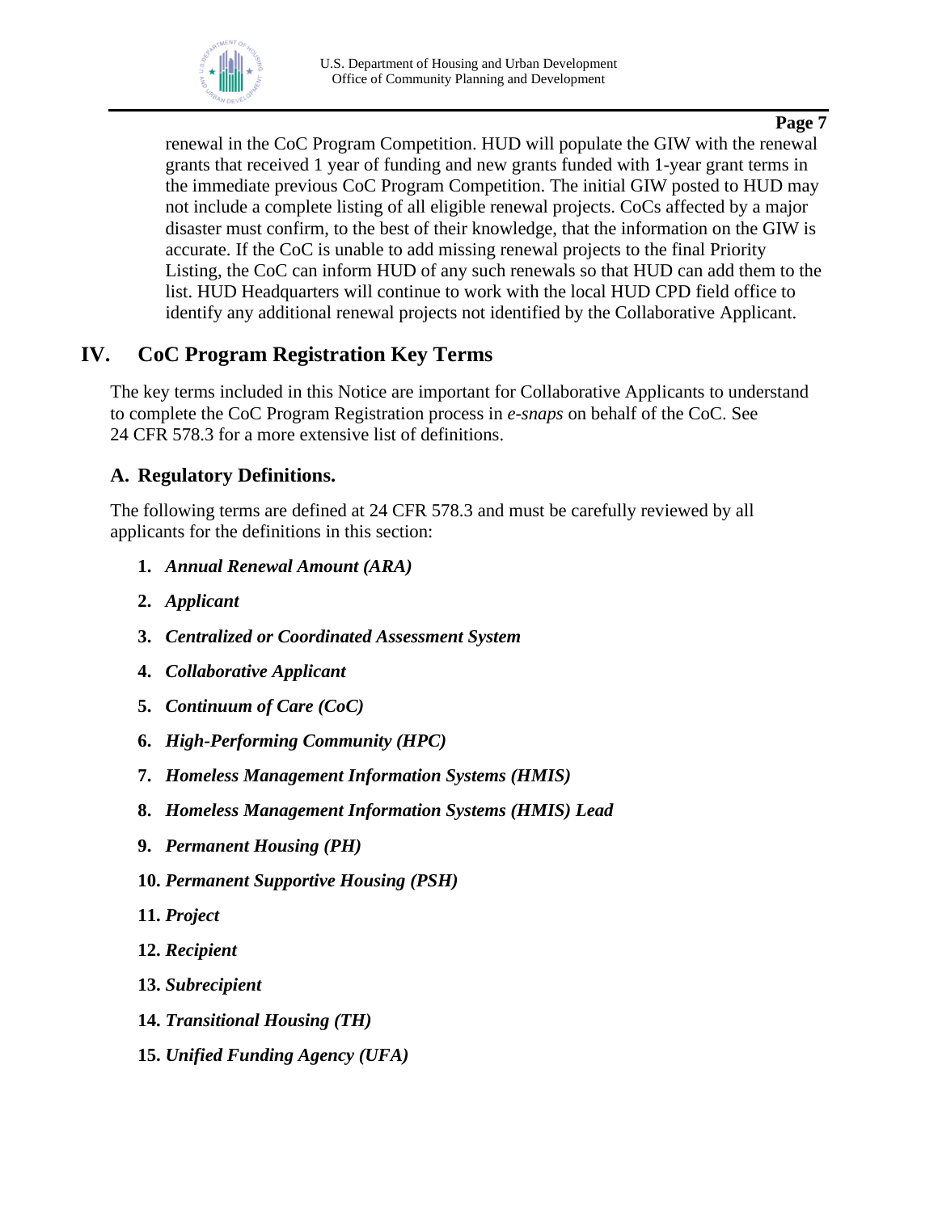renewal in the CoC Program Competition. HUD will populate the GIW with the renewal grants that received 1 year of funding and new grants funded with 1-year grant terms in the immediate previous CoC Program Competition. The initial GIW posted to HUD may not include a complete listing of all eligible renewal projects. CoCs affected by a major disaster must confirm, to the best of their knowledge, that the information on the GIW is accurate. If the CoC is unable to add missing renewal projects to the final Priority Listing, the CoC can inform HUD of any such renewals so that HUD can add them to the list. HUD Headquarters will continue to work with the local HUD CPD field office to identify any additional renewal projects not identified by the Collaborative Applicant.

## IV. CoC Program Registration Key Terms

The key terms included in this Notice are important for Collaborative Applicants to understand to complete the CoC Program Registration process in *e-snaps* on behalf of the CoC. See 24 CFR 578.3 for a more extensive list of definitions.

### A. Regulatory Definitions.

The following terms are defined at 24 CFR 578.3 and must be carefully reviewed by all applicants for the definitions in this section:

1. ***Annual Renewal Amount (ARA)***
2. ***Applicant***
3. ***Centralized or Coordinated Assessment System***
4. ***Collaborative Applicant***
5. ***Continuum of Care (CoC)***
6. ***High-Performing Community (HPC)***
7. ***Homeless Management Information Systems (HMIS)***
8. ***Homeless Management Information Systems (HMIS) Lead***
9. ***Permanent Housing (PH)***
10. ***Permanent Supportive Housing (PSH)***
11. ***Project***
12. ***Recipient***
13. ***Subrecipient***
14. ***Transitional Housing (TH)***
15. ***Unified Funding Agency (UFA)***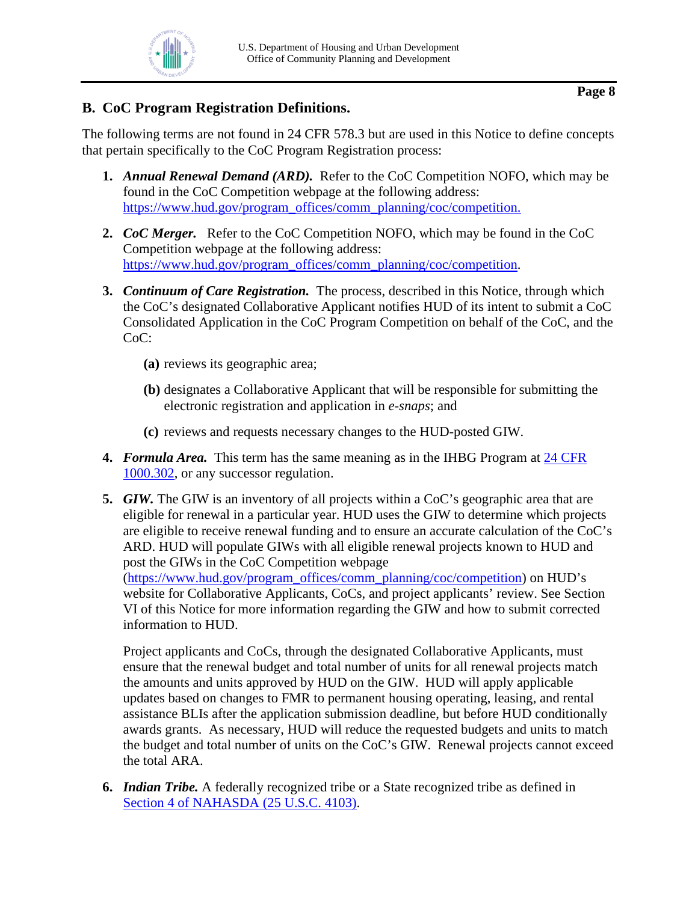## B. CoC Program Registration Definitions.

The following terms are not found in 24 CFR 578.3 but are used in this Notice to define concepts that pertain specifically to the CoC Program Registration process:

1. ***Annual Renewal Demand (ARD).*** Refer to the CoC Competition NOFO, which may be found in the CoC Competition webpage at the following address: [https://www.hud.gov/program_offices/comm_planning/coc/competition.](https://www.hud.gov/program_offices/comm_planning/coc/competition)

2. ***CoC Merger.*** Refer to the CoC Competition NOFO, which may be found in the CoC Competition webpage at the following address: [https://www.hud.gov/program_offices/comm_planning/coc/competition](https://www.hud.gov/program_offices/comm_planning/coc/competition).

3. ***Continuum of Care Registration.*** The process, described in this Notice, through which the CoC's designated Collaborative Applicant notifies HUD of its intent to submit a CoC Consolidated Application in the CoC Program Competition on behalf of the CoC, and the CoC:

   **(a)** reviews its geographic area;

   **(b)** designates a Collaborative Applicant that will be responsible for submitting the electronic registration and application in *e-snaps*; and

   **(c)** reviews and requests necessary changes to the HUD-posted GIW.

4. ***Formula Area.*** This term has the same meaning as in the IHBG Program at [24 CFR 1000.302](), or any successor regulation.

5. ***GIW.*** The GIW is an inventory of all projects within a CoC's geographic area that are eligible for renewal in a particular year. HUD uses the GIW to determine which projects are eligible to receive renewal funding and to ensure an accurate calculation of the CoC's ARD. HUD will populate GIWs with all eligible renewal projects known to HUD and post the GIWs in the CoC Competition webpage ([https://www.hud.gov/program_offices/comm_planning/coc/competition](https://www.hud.gov/program_offices/comm_planning/coc/competition)) on HUD's website for Collaborative Applicants, CoCs, and project applicants' review. See Section VI of this Notice for more information regarding the GIW and how to submit corrected information to HUD.

   Project applicants and CoCs, through the designated Collaborative Applicants, must ensure that the renewal budget and total number of units for all renewal projects match the amounts and units approved by HUD on the GIW. HUD will apply applicable updates based on changes to FMR to permanent housing operating, leasing, and rental assistance BLIs after the application submission deadline, but before HUD conditionally awards grants. As necessary, HUD will reduce the requested budgets and units to match the budget and total number of units on the CoC's GIW. Renewal projects cannot exceed the total ARA.

6. ***Indian Tribe.*** A federally recognized tribe or a State recognized tribe as defined in [Section 4 of NAHASDA (25 U.S.C. 4103)]().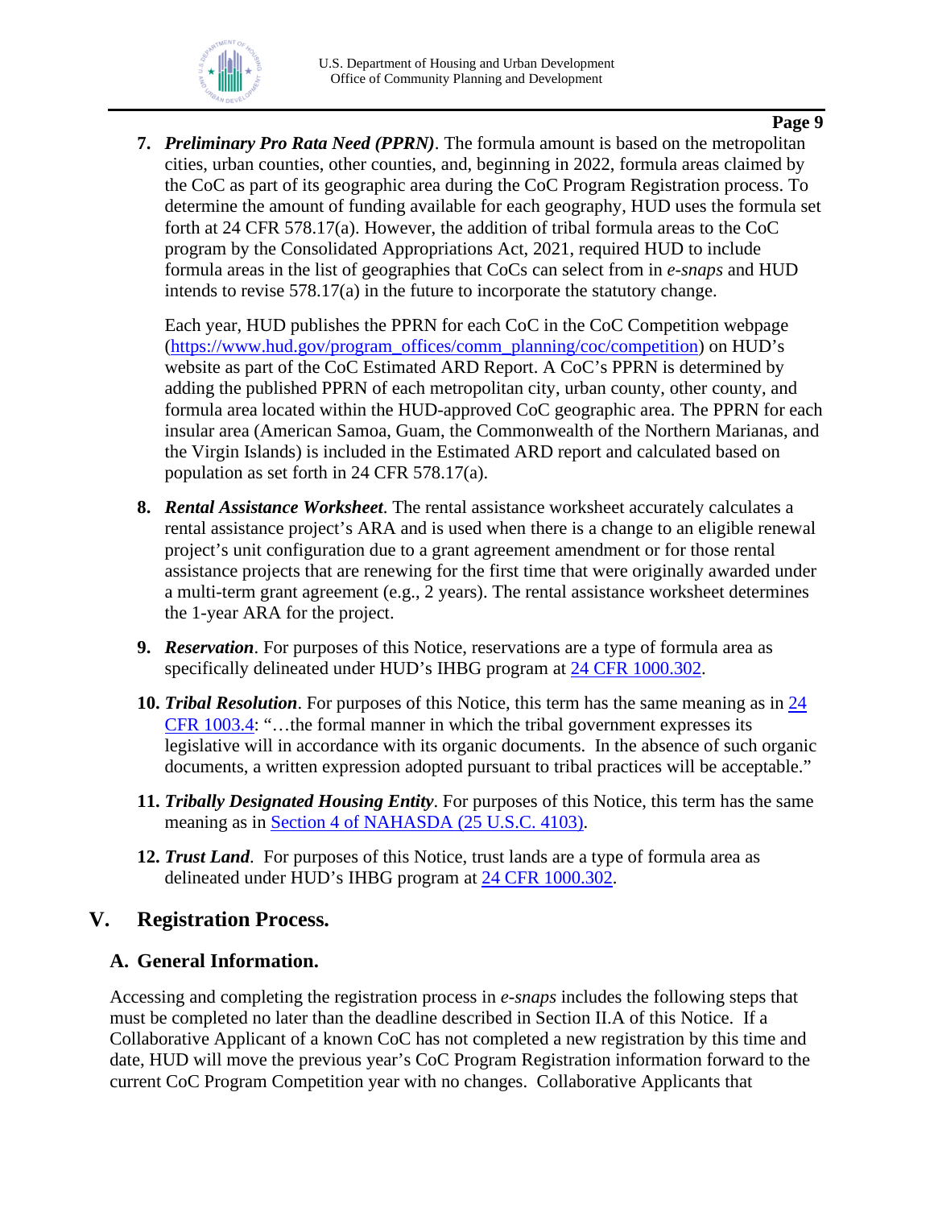7. ***Preliminary Pro Rata Need (PPRN)***. The formula amount is based on the metropolitan cities, urban counties, other counties, and, beginning in 2022, formula areas claimed by the CoC as part of its geographic area during the CoC Program Registration process. To determine the amount of funding available for each geography, HUD uses the formula set forth at 24 CFR 578.17(a). However, the addition of tribal formula areas to the CoC program by the Consolidated Appropriations Act, 2021, required HUD to include formula areas in the list of geographies that CoCs can select from in *e-snaps* and HUD intends to revise 578.17(a) in the future to incorporate the statutory change.

   Each year, HUD publishes the PPRN for each CoC in the CoC Competition webpage (https://www.hud.gov/program_offices/comm_planning/coc/competition) on HUD's website as part of the CoC Estimated ARD Report. A CoC's PPRN is determined by adding the published PPRN of each metropolitan city, urban county, other county, and formula area located within the HUD-approved CoC geographic area. The PPRN for each insular area (American Samoa, Guam, the Commonwealth of the Northern Marianas, and the Virgin Islands) is included in the Estimated ARD report and calculated based on population as set forth in 24 CFR 578.17(a).

8. ***Rental Assistance Worksheet***. The rental assistance worksheet accurately calculates a rental assistance project's ARA and is used when there is a change to an eligible renewal project's unit configuration due to a grant agreement amendment or for those rental assistance projects that are renewing for the first time that were originally awarded under a multi-term grant agreement (e.g., 2 years). The rental assistance worksheet determines the 1-year ARA for the project.

9. ***Reservation***. For purposes of this Notice, reservations are a type of formula area as specifically delineated under HUD's IHBG program at 24 CFR 1000.302.

10. ***Tribal Resolution***. For purposes of this Notice, this term has the same meaning as in 24 CFR 1003.4: "…the formal manner in which the tribal government expresses its legislative will in accordance with its organic documents. In the absence of such organic documents, a written expression adopted pursuant to tribal practices will be acceptable."

11. ***Tribally Designated Housing Entity***. For purposes of this Notice, this term has the same meaning as in Section 4 of NAHASDA (25 U.S.C. 4103).

12. ***Trust Land***. For purposes of this Notice, trust lands are a type of formula area as delineated under HUD's IHBG program at 24 CFR 1000.302.

## V. Registration Process.

### A. General Information.

Accessing and completing the registration process in *e-snaps* includes the following steps that must be completed no later than the deadline described in Section II.A of this Notice. If a Collaborative Applicant of a known CoC has not completed a new registration by this time and date, HUD will move the previous year's CoC Program Registration information forward to the current CoC Program Competition year with no changes. Collaborative Applicants that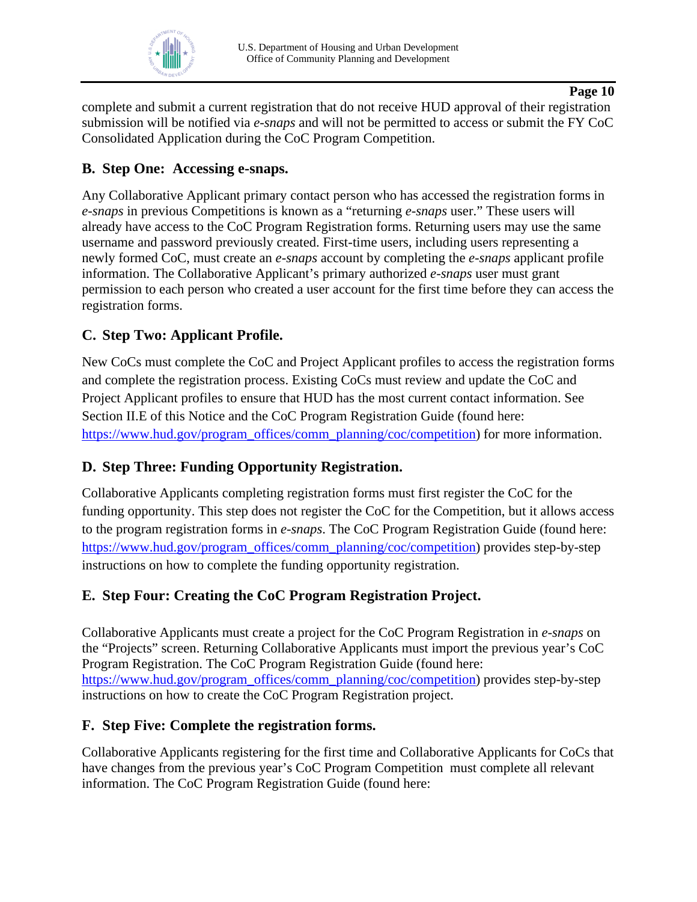complete and submit a current registration that do not receive HUD approval of their registration submission will be notified via *e-snaps* and will not be permitted to access or submit the FY CoC Consolidated Application during the CoC Program Competition.

## B. Step One: Accessing e-snaps.

Any Collaborative Applicant primary contact person who has accessed the registration forms in *e-snaps* in previous Competitions is known as a "returning *e-snaps* user." These users will already have access to the CoC Program Registration forms. Returning users may use the same username and password previously created. First-time users, including users representing a newly formed CoC, must create an *e-snaps* account by completing the *e-snaps* applicant profile information. The Collaborative Applicant's primary authorized *e-snaps* user must grant permission to each person who created a user account for the first time before they can access the registration forms.

## C. Step Two: Applicant Profile.

New CoCs must complete the CoC and Project Applicant profiles to access the registration forms and complete the registration process. Existing CoCs must review and update the CoC and Project Applicant profiles to ensure that HUD has the most current contact information. See Section II.E of this Notice and the CoC Program Registration Guide (found here: https://www.hud.gov/program_offices/comm_planning/coc/competition) for more information.

## D. Step Three: Funding Opportunity Registration.

Collaborative Applicants completing registration forms must first register the CoC for the funding opportunity. This step does not register the CoC for the Competition, but it allows access to the program registration forms in *e-snaps*. The CoC Program Registration Guide (found here: https://www.hud.gov/program_offices/comm_planning/coc/competition) provides step-by-step instructions on how to complete the funding opportunity registration.

## E. Step Four: Creating the CoC Program Registration Project.

Collaborative Applicants must create a project for the CoC Program Registration in *e-snaps* on the "Projects" screen. Returning Collaborative Applicants must import the previous year's CoC Program Registration. The CoC Program Registration Guide (found here: https://www.hud.gov/program_offices/comm_planning/coc/competition) provides step-by-step instructions on how to create the CoC Program Registration project.

## F. Step Five: Complete the registration forms.

Collaborative Applicants registering for the first time and Collaborative Applicants for CoCs that have changes from the previous year's CoC Program Competition must complete all relevant information. The CoC Program Registration Guide (found here: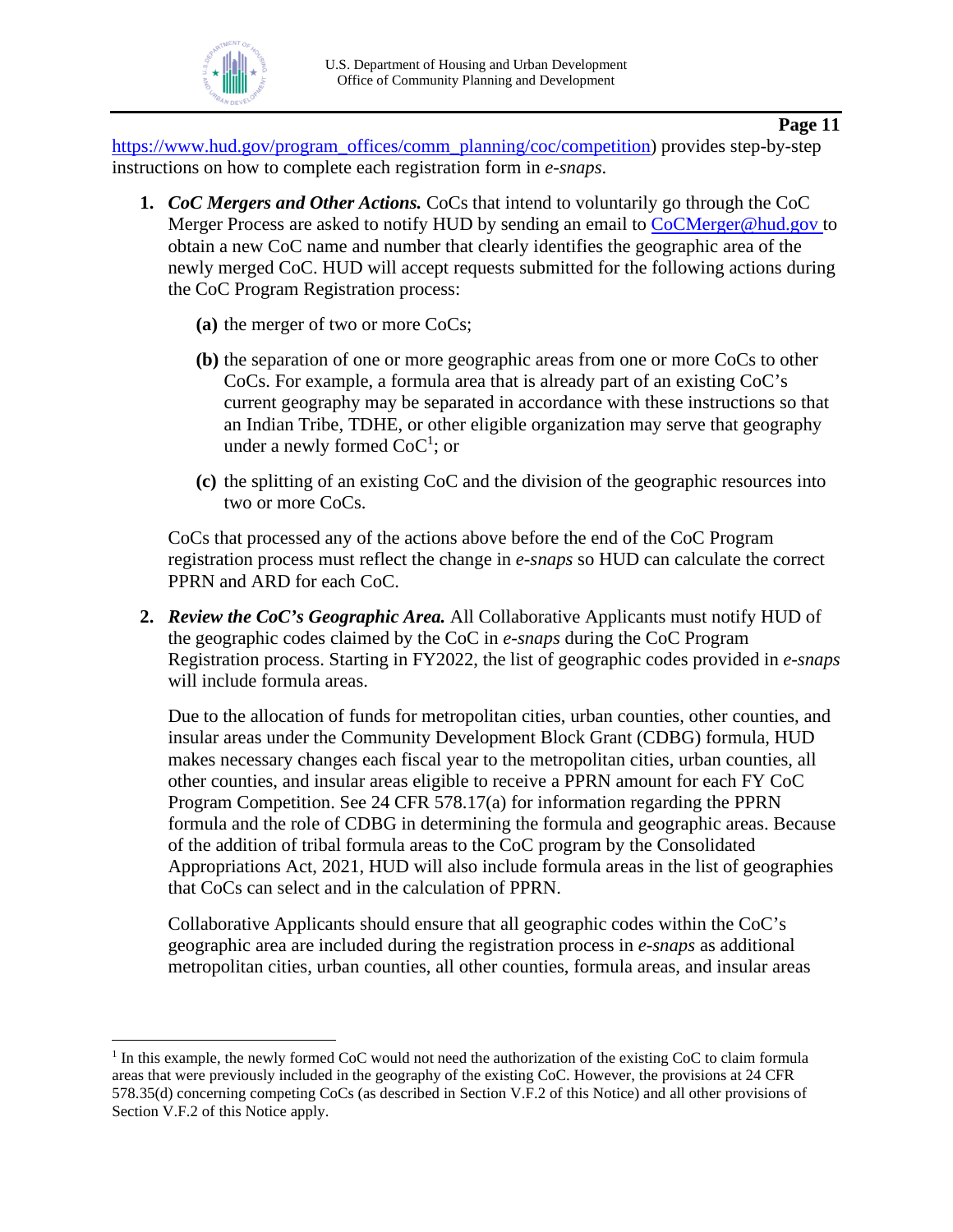https://www.hud.gov/program_offices/comm_planning/coc/competition) provides step-by-step instructions on how to complete each registration form in *e-snaps*.

1. ***CoC Mergers and Other Actions.*** CoCs that intend to voluntarily go through the CoC Merger Process are asked to notify HUD by sending an email to CoCMerger@hud.gov to obtain a new CoC name and number that clearly identifies the geographic area of the newly merged CoC. HUD will accept requests submitted for the following actions during the CoC Program Registration process:

   **(a)** the merger of two or more CoCs;

   **(b)** the separation of one or more geographic areas from one or more CoCs to other CoCs. For example, a formula area that is already part of an existing CoC's current geography may be separated in accordance with these instructions so that an Indian Tribe, TDHE, or other eligible organization may serve that geography under a newly formed CoC[1]; or

   **(c)** the splitting of an existing CoC and the division of the geographic resources into two or more CoCs.

   CoCs that processed any of the actions above before the end of the CoC Program registration process must reflect the change in *e-snaps* so HUD can calculate the correct PPRN and ARD for each CoC.

2. ***Review the CoC's Geographic Area.*** All Collaborative Applicants must notify HUD of the geographic codes claimed by the CoC in *e-snaps* during the CoC Program Registration process. Starting in FY2022, the list of geographic codes provided in *e-snaps* will include formula areas.

   Due to the allocation of funds for metropolitan cities, urban counties, other counties, and insular areas under the Community Development Block Grant (CDBG) formula, HUD makes necessary changes each fiscal year to the metropolitan cities, urban counties, all other counties, and insular areas eligible to receive a PPRN amount for each FY CoC Program Competition. See 24 CFR 578.17(a) for information regarding the PPRN formula and the role of CDBG in determining the formula and geographic areas. Because of the addition of tribal formula areas to the CoC program by the Consolidated Appropriations Act, 2021, HUD will also include formula areas in the list of geographies that CoCs can select and in the calculation of PPRN.

   Collaborative Applicants should ensure that all geographic codes within the CoC's geographic area are included during the registration process in *e-snaps* as additional metropolitan cities, urban counties, all other counties, formula areas, and insular areas

---

[1] In this example, the newly formed CoC would not need the authorization of the existing CoC to claim formula areas that were previously included in the geography of the existing CoC. However, the provisions at 24 CFR 578.35(d) concerning competing CoCs (as described in Section V.F.2 of this Notice) and all other provisions of Section V.F.2 of this Notice apply.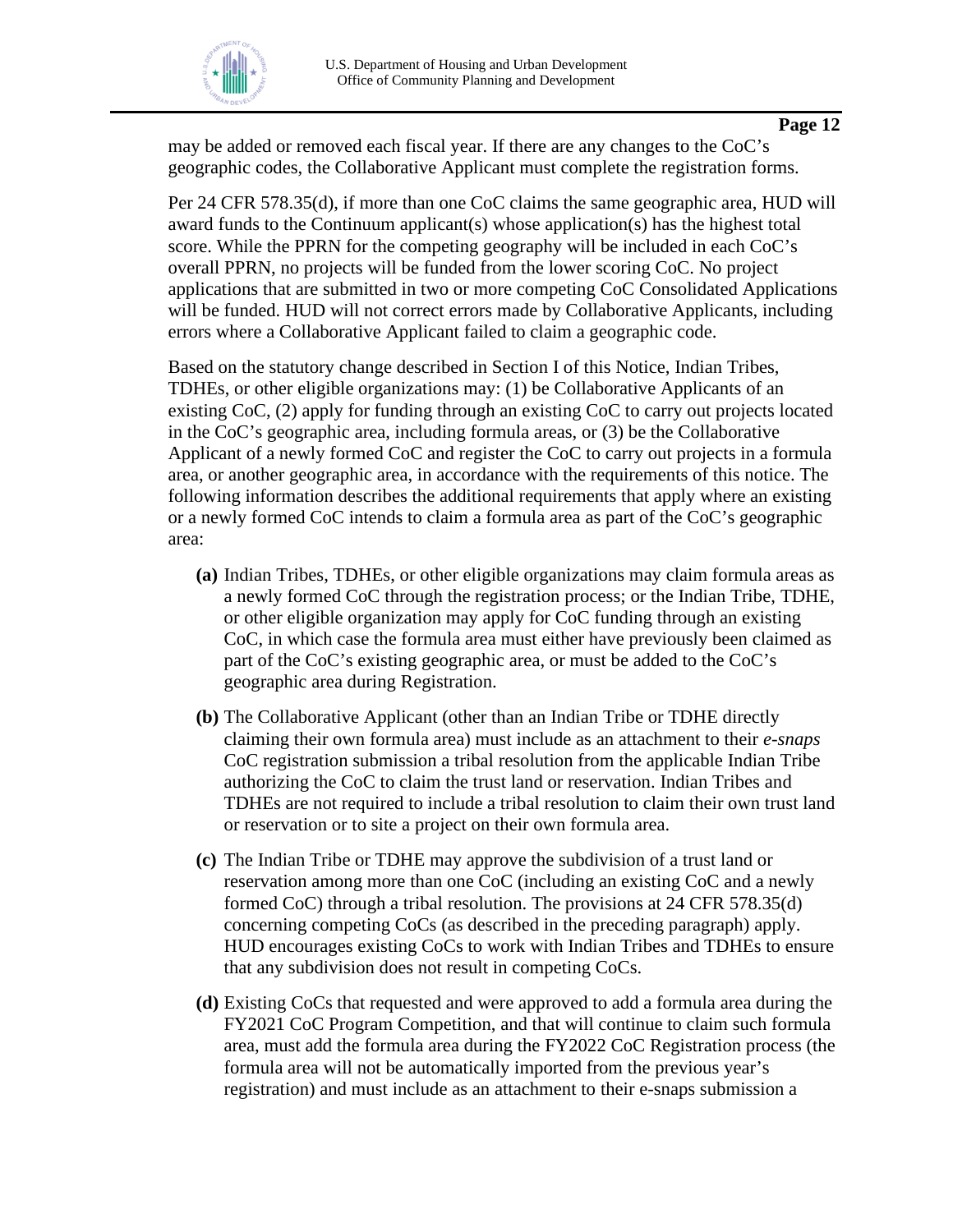may be added or removed each fiscal year. If there are any changes to the CoC's geographic codes, the Collaborative Applicant must complete the registration forms.

Per 24 CFR 578.35(d), if more than one CoC claims the same geographic area, HUD will award funds to the Continuum applicant(s) whose application(s) has the highest total score. While the PPRN for the competing geography will be included in each CoC's overall PPRN, no projects will be funded from the lower scoring CoC. No project applications that are submitted in two or more competing CoC Consolidated Applications will be funded. HUD will not correct errors made by Collaborative Applicants, including errors where a Collaborative Applicant failed to claim a geographic code.

Based on the statutory change described in Section I of this Notice, Indian Tribes, TDHEs, or other eligible organizations may: (1) be Collaborative Applicants of an existing CoC, (2) apply for funding through an existing CoC to carry out projects located in the CoC's geographic area, including formula areas, or (3) be the Collaborative Applicant of a newly formed CoC and register the CoC to carry out projects in a formula area, or another geographic area, in accordance with the requirements of this notice. The following information describes the additional requirements that apply where an existing or a newly formed CoC intends to claim a formula area as part of the CoC's geographic area:

- **(a)** Indian Tribes, TDHEs, or other eligible organizations may claim formula areas as a newly formed CoC through the registration process; or the Indian Tribe, TDHE, or other eligible organization may apply for CoC funding through an existing CoC, in which case the formula area must either have previously been claimed as part of the CoC's existing geographic area, or must be added to the CoC's geographic area during Registration.
- **(b)** The Collaborative Applicant (other than an Indian Tribe or TDHE directly claiming their own formula area) must include as an attachment to their *e-snaps* CoC registration submission a tribal resolution from the applicable Indian Tribe authorizing the CoC to claim the trust land or reservation. Indian Tribes and TDHEs are not required to include a tribal resolution to claim their own trust land or reservation or to site a project on their own formula area.
- **(c)** The Indian Tribe or TDHE may approve the subdivision of a trust land or reservation among more than one CoC (including an existing CoC and a newly formed CoC) through a tribal resolution. The provisions at 24 CFR 578.35(d) concerning competing CoCs (as described in the preceding paragraph) apply. HUD encourages existing CoCs to work with Indian Tribes and TDHEs to ensure that any subdivision does not result in competing CoCs.
- **(d)** Existing CoCs that requested and were approved to add a formula area during the FY2021 CoC Program Competition, and that will continue to claim such formula area, must add the formula area during the FY2022 CoC Registration process (the formula area will not be automatically imported from the previous year's registration) and must include as an attachment to their e-snaps submission a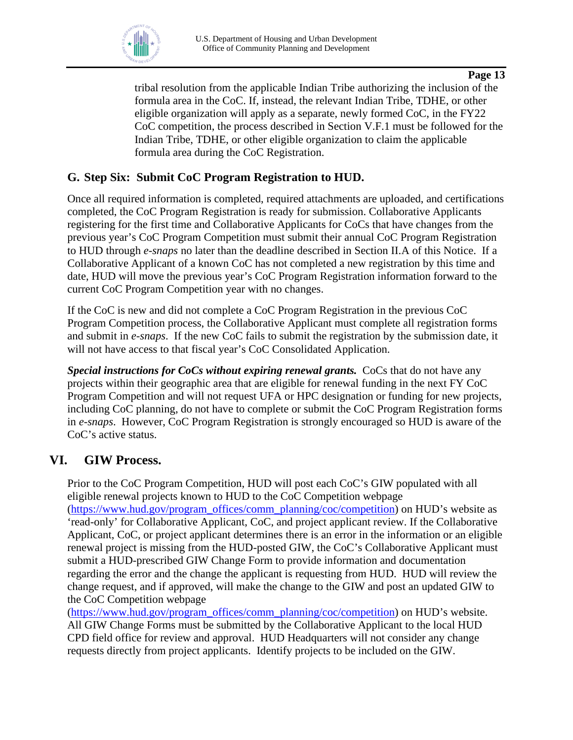tribal resolution from the applicable Indian Tribe authorizing the inclusion of the formula area in the CoC. If, instead, the relevant Indian Tribe, TDHE, or other eligible organization will apply as a separate, newly formed CoC, in the FY22 CoC competition, the process described in Section V.F.1 must be followed for the Indian Tribe, TDHE, or other eligible organization to claim the applicable formula area during the CoC Registration.

### G. Step Six: Submit CoC Program Registration to HUD.

Once all required information is completed, required attachments are uploaded, and certifications completed, the CoC Program Registration is ready for submission. Collaborative Applicants registering for the first time and Collaborative Applicants for CoCs that have changes from the previous year's CoC Program Competition must submit their annual CoC Program Registration to HUD through *e-snaps* no later than the deadline described in Section II.A of this Notice. If a Collaborative Applicant of a known CoC has not completed a new registration by this time and date, HUD will move the previous year's CoC Program Registration information forward to the current CoC Program Competition year with no changes.

If the CoC is new and did not complete a CoC Program Registration in the previous CoC Program Competition process, the Collaborative Applicant must complete all registration forms and submit in *e-snaps*. If the new CoC fails to submit the registration by the submission date, it will not have access to that fiscal year's CoC Consolidated Application.

***Special instructions for CoCs without expiring renewal grants.*** CoCs that do not have any projects within their geographic area that are eligible for renewal funding in the next FY CoC Program Competition and will not request UFA or HPC designation or funding for new projects, including CoC planning, do not have to complete or submit the CoC Program Registration forms in *e-snaps*. However, CoC Program Registration is strongly encouraged so HUD is aware of the CoC's active status.

## VI. GIW Process.

Prior to the CoC Program Competition, HUD will post each CoC's GIW populated with all eligible renewal projects known to HUD to the CoC Competition webpage ([https://www.hud.gov/program_offices/comm_planning/coc/competition](https://www.hud.gov/program_offices/comm_planning/coc/competition)) on HUD's website as 'read-only' for Collaborative Applicant, CoC, and project applicant review. If the Collaborative Applicant, CoC, or project applicant determines there is an error in the information or an eligible renewal project is missing from the HUD-posted GIW, the CoC's Collaborative Applicant must submit a HUD-prescribed GIW Change Form to provide information and documentation regarding the error and the change the applicant is requesting from HUD. HUD will review the change request, and if approved, will make the change to the GIW and post an updated GIW to the CoC Competition webpage ([https://www.hud.gov/program_offices/comm_planning/coc/competition](https://www.hud.gov/program_offices/comm_planning/coc/competition)) on HUD's website. All GIW Change Forms must be submitted by the Collaborative Applicant to the local HUD CPD field office for review and approval. HUD Headquarters will not consider any change requests directly from project applicants. Identify projects to be included on the GIW.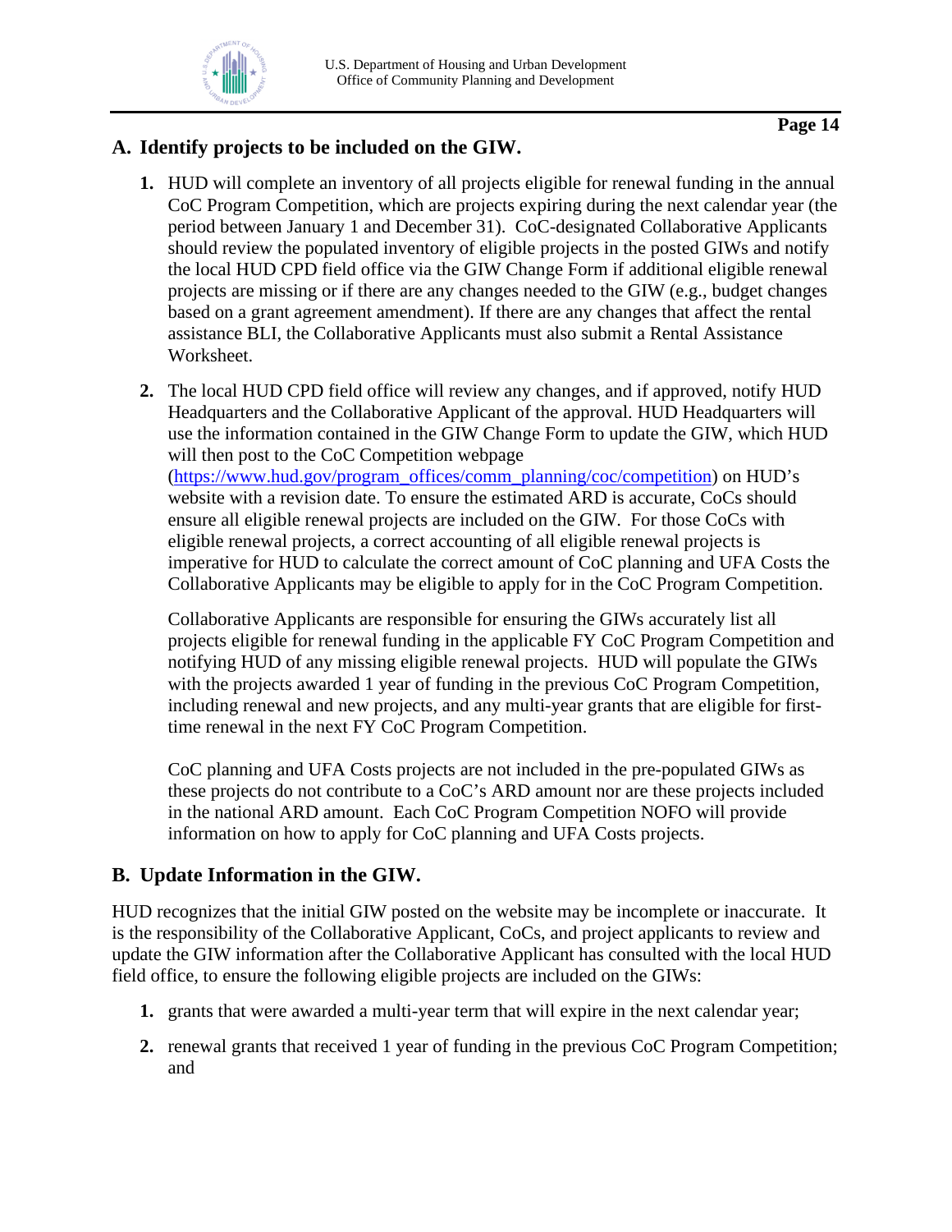## A. Identify projects to be included on the GIW.

1. HUD will complete an inventory of all projects eligible for renewal funding in the annual CoC Program Competition, which are projects expiring during the next calendar year (the period between January 1 and December 31). CoC-designated Collaborative Applicants should review the populated inventory of eligible projects in the posted GIWs and notify the local HUD CPD field office via the GIW Change Form if additional eligible renewal projects are missing or if there are any changes needed to the GIW (e.g., budget changes based on a grant agreement amendment). If there are any changes that affect the rental assistance BLI, the Collaborative Applicants must also submit a Rental Assistance Worksheet.

2. The local HUD CPD field office will review any changes, and if approved, notify HUD Headquarters and the Collaborative Applicant of the approval. HUD Headquarters will use the information contained in the GIW Change Form to update the GIW, which HUD will then post to the CoC Competition webpage (https://www.hud.gov/program_offices/comm_planning/coc/competition) on HUD's website with a revision date. To ensure the estimated ARD is accurate, CoCs should ensure all eligible renewal projects are included on the GIW. For those CoCs with eligible renewal projects, a correct accounting of all eligible renewal projects is imperative for HUD to calculate the correct amount of CoC planning and UFA Costs the Collaborative Applicants may be eligible to apply for in the CoC Program Competition.

   Collaborative Applicants are responsible for ensuring the GIWs accurately list all projects eligible for renewal funding in the applicable FY CoC Program Competition and notifying HUD of any missing eligible renewal projects. HUD will populate the GIWs with the projects awarded 1 year of funding in the previous CoC Program Competition, including renewal and new projects, and any multi-year grants that are eligible for first-time renewal in the next FY CoC Program Competition.

   CoC planning and UFA Costs projects are not included in the pre-populated GIWs as these projects do not contribute to a CoC's ARD amount nor are these projects included in the national ARD amount. Each CoC Program Competition NOFO will provide information on how to apply for CoC planning and UFA Costs projects.

## B. Update Information in the GIW.

HUD recognizes that the initial GIW posted on the website may be incomplete or inaccurate. It is the responsibility of the Collaborative Applicant, CoCs, and project applicants to review and update the GIW information after the Collaborative Applicant has consulted with the local HUD field office, to ensure the following eligible projects are included on the GIWs:

1. grants that were awarded a multi-year term that will expire in the next calendar year;
2. renewal grants that received 1 year of funding in the previous CoC Program Competition; and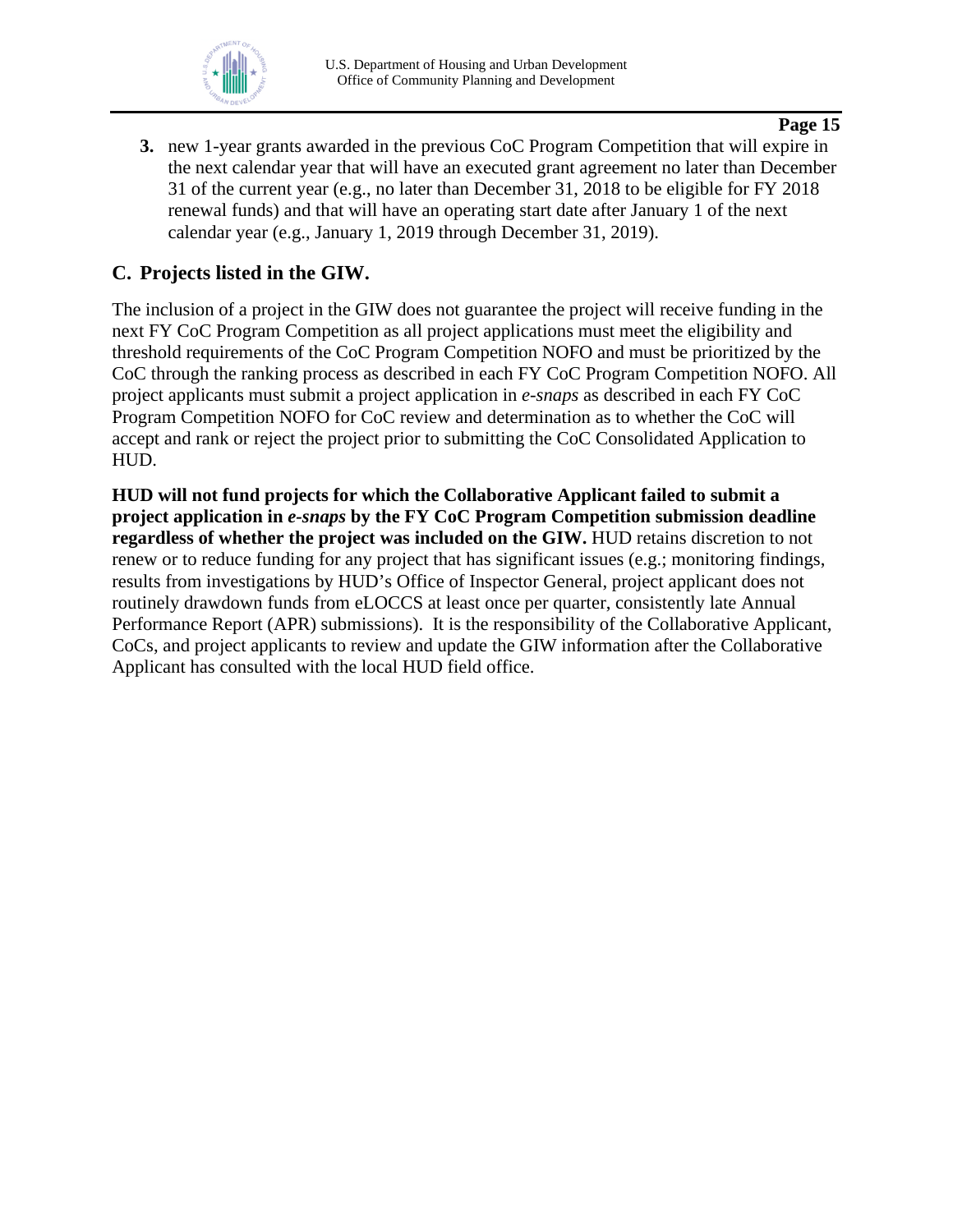3. new 1-year grants awarded in the previous CoC Program Competition that will expire in the next calendar year that will have an executed grant agreement no later than December 31 of the current year (e.g., no later than December 31, 2018 to be eligible for FY 2018 renewal funds) and that will have an operating start date after January 1 of the next calendar year (e.g., January 1, 2019 through December 31, 2019).

## C. Projects listed in the GIW.

The inclusion of a project in the GIW does not guarantee the project will receive funding in the next FY CoC Program Competition as all project applications must meet the eligibility and threshold requirements of the CoC Program Competition NOFO and must be prioritized by the CoC through the ranking process as described in each FY CoC Program Competition NOFO. All project applicants must submit a project application in *e-snaps* as described in each FY CoC Program Competition NOFO for CoC review and determination as to whether the CoC will accept and rank or reject the project prior to submitting the CoC Consolidated Application to HUD.

**HUD will not fund projects for which the Collaborative Applicant failed to submit a project application in *e-snaps* by the FY CoC Program Competition submission deadline regardless of whether the project was included on the GIW.** HUD retains discretion to not renew or to reduce funding for any project that has significant issues (e.g.; monitoring findings, results from investigations by HUD's Office of Inspector General, project applicant does not routinely drawdown funds from eLOCCS at least once per quarter, consistently late Annual Performance Report (APR) submissions). It is the responsibility of the Collaborative Applicant, CoCs, and project applicants to review and update the GIW information after the Collaborative Applicant has consulted with the local HUD field office.